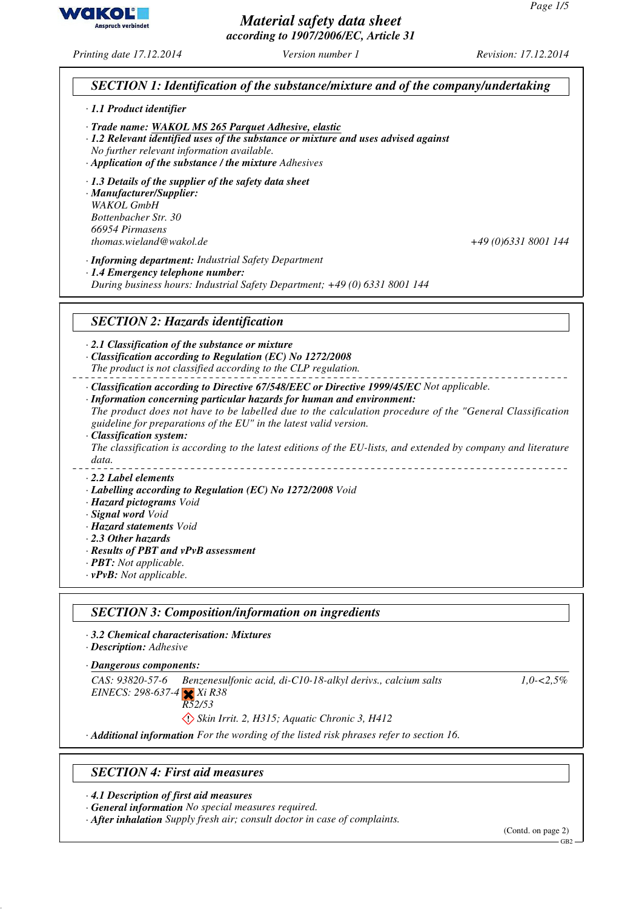# Material safety data sheet

*according to 1907/2006/EC, Article 31*

Printing date 17.12.2014 — Version number 1 — Revision: 17.12.2014

## SECTION 1: Identification of the substance/mixture and of the company/undertaking

· **1.1 Product identifier**

· **Trade name:** **WAKOL MS 265 Parquet Adhesive, elastic**

· **1.2 Relevant identified uses of the substance or mixture and uses advised against**
No further relevant information available.

· **Application of the substance / the mixture** Adhesives

· **1.3 Details of the supplier of the safety data sheet**

· **Manufacturer/Supplier:**
WAKOL GmbH
Bottenbacher Str. 30
66954 Pirmasens
thomas.wieland@wakol.de — +49 (0)6331 8001 144

· **Informing department:** Industrial Safety Department

· **1.4 Emergency telephone number:**
During business hours: Industrial Safety Department; +49 (0) 6331 8001 144

## SECTION 2: Hazards identification

· **2.1 Classification of the substance or mixture**

· **Classification according to Regulation (EC) No 1272/2008**
The product is not classified according to the CLP regulation.

· **Classification according to Directive 67/548/EEC or Directive 1999/45/EC** Not applicable.

· **Information concerning particular hazards for human and environment:**
The product does not have to be labelled due to the calculation procedure of the "General Classification guideline for preparations of the EU" in the latest valid version.

· **Classification system:**
The classification is according to the latest editions of the EU-lists, and extended by company and literature data.

· **2.2 Label elements**

· **Labelling according to Regulation (EC) No 1272/2008** Void

· **Hazard pictograms** Void

· **Signal word** Void

· **Hazard statements** Void

· **2.3 Other hazards**

· **Results of PBT and vPvB assessment**

· **PBT:** Not applicable.

· **vPvB:** Not applicable.

## SECTION 3: Composition/information on ingredients

· **3.2 Chemical characterisation: Mixtures**

· **Description:** Adhesive

· **Dangerous components:**

| | | |
|---|---|---|
| CAS: 93820-57-6<br>EINECS: 298-637-4 | Benzenesulfonic acid, di-C10-18-alkyl derivs., calcium salts<br>Xi R38<br>R52/53<br>Skin Irrit. 2, H315; Aquatic Chronic 3, H412 | 1,0-<2,5% |

· **Additional information** For the wording of the listed risk phrases refer to section 16.

## SECTION 4: First aid measures

· **4.1 Description of first aid measures**

· **General information** No special measures required.

· **After inhalation** Supply fresh air; consult doctor in case of complaints.

(Contd. on page 2)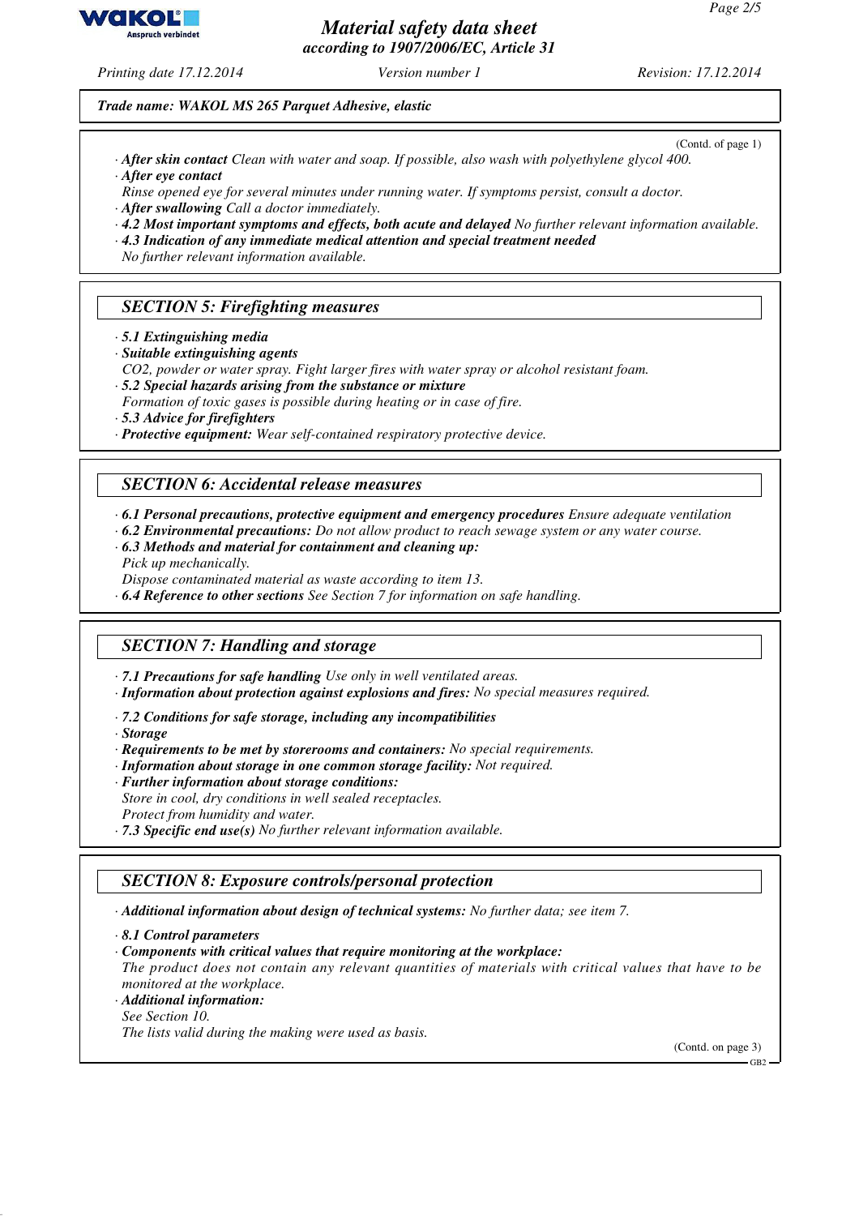(Contd. of page 1)

· **After skin contact** Clean with water and soap. If possible, also wash with polyethylene glycol 400.
· **After eye contact**
Rinse opened eye for several minutes under running water. If symptoms persist, consult a doctor.
· **After swallowing** Call a doctor immediately.
· **4.2 Most important symptoms and effects, both acute and delayed** No further relevant information available.
· **4.3 Indication of any immediate medical attention and special treatment needed**
No further relevant information available.

## SECTION 5: Firefighting measures

· **5.1 Extinguishing media**
· **Suitable extinguishing agents**
$CO_2$, powder or water spray. Fight larger fires with water spray or alcohol resistant foam.
· **5.2 Special hazards arising from the substance or mixture**
Formation of toxic gases is possible during heating or in case of fire.
· **5.3 Advice for firefighters**
· **Protective equipment:** Wear self-contained respiratory protective device.

## SECTION 6: Accidental release measures

· **6.1 Personal precautions, protective equipment and emergency procedures** Ensure adequate ventilation
· **6.2 Environmental precautions:** Do not allow product to reach sewage system or any water course.
· **6.3 Methods and material for containment and cleaning up:**
Pick up mechanically.
Dispose contaminated material as waste according to item 13.
· **6.4 Reference to other sections** See Section 7 for information on safe handling.

## SECTION 7: Handling and storage

· **7.1 Precautions for safe handling** Use only in well ventilated areas.
· **Information about protection against explosions and fires:** No special measures required.

· **7.2 Conditions for safe storage, including any incompatibilities**
· **Storage**
· **Requirements to be met by storerooms and containers:** No special requirements.
· **Information about storage in one common storage facility:** Not required.
· **Further information about storage conditions:**
Store in cool, dry conditions in well sealed receptacles.
Protect from humidity and water.
· **7.3 Specific end use(s)** No further relevant information available.

## SECTION 8: Exposure controls/personal protection

· **Additional information about design of technical systems:** No further data; see item 7.

· **8.1 Control parameters**
· **Components with critical values that require monitoring at the workplace:**
The product does not contain any relevant quantities of materials with critical values that have to be monitored at the workplace.
· **Additional information:**
See Section 10.
The lists valid during the making were used as basis.

(Contd. on page 3)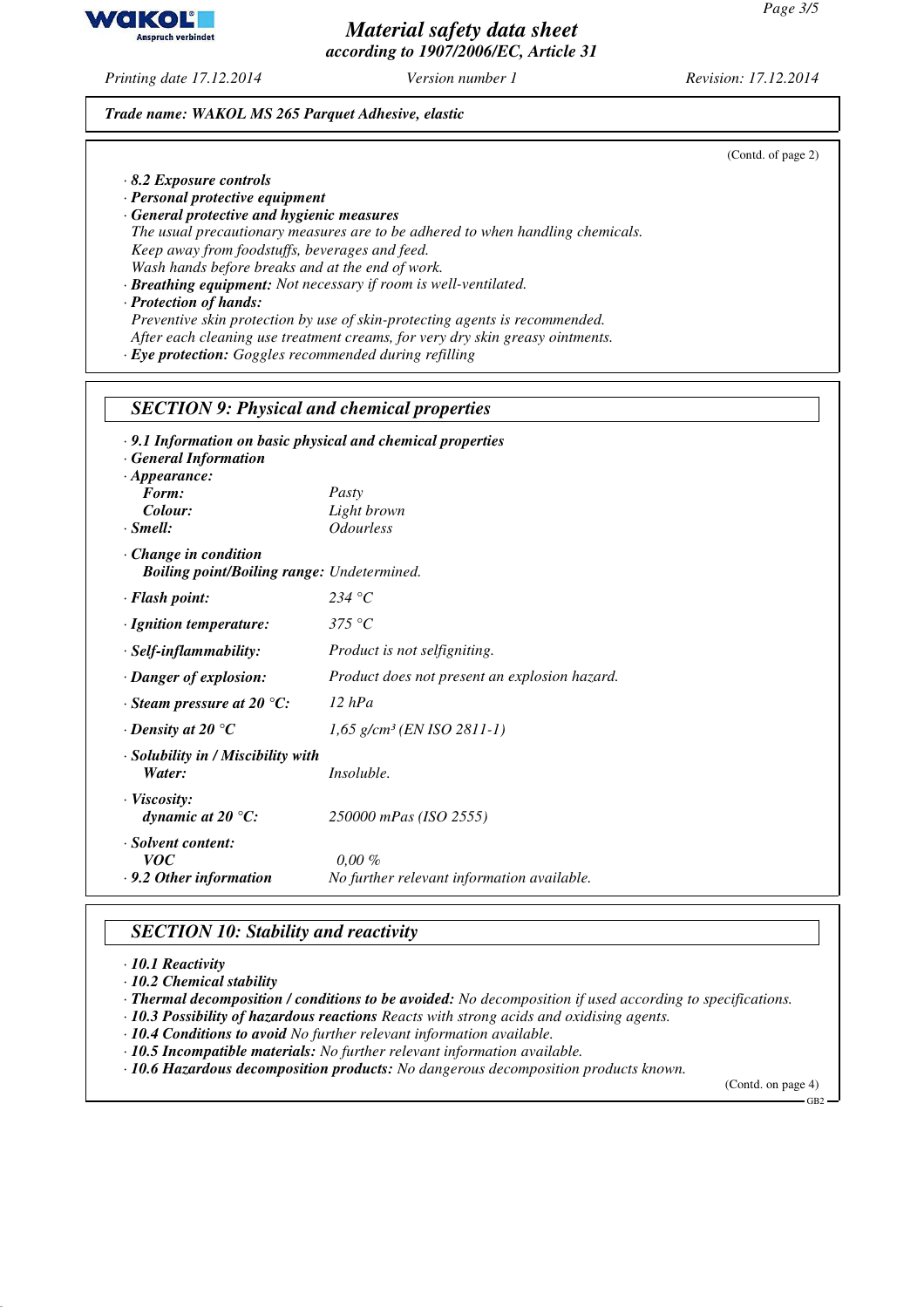Trade name: WAKOL MS 265 Parquet Adhesive, elastic

(Contd. of page 2)

· **8.2 Exposure controls**
· **Personal protective equipment**
· **General protective and hygienic measures**
The usual precautionary measures are to be adhered to when handling chemicals.
Keep away from foodstuffs, beverages and feed.
Wash hands before breaks and at the end of work.
· **Breathing equipment:** Not necessary if room is well-ventilated.
· **Protection of hands:**
Preventive skin protection by use of skin-protecting agents is recommended.
After each cleaning use treatment creams, for very dry skin greasy ointments.
· **Eye protection:** Goggles recommended during refilling

## SECTION 9: Physical and chemical properties

· **9.1 Information on basic physical and chemical properties**
· **General Information**
· **Appearance:**
  **Form:** Pasty
  **Colour:** Light brown
· **Smell:** Odourless

· **Change in condition**
  **Boiling point/Boiling range:** Undetermined.

· **Flash point:** 234 °C

· **Ignition temperature:** 375 °C

· **Self-inflammability:** Product is not selfigniting.

· **Danger of explosion:** Product does not present an explosion hazard.

· **Steam pressure at 20 °C:** 12 hPa

· **Density at 20 °C** 1,65 g/cm³ (EN ISO 2811-1)

· **Solubility in / Miscibility with**
  **Water:** Insoluble.

· **Viscosity:**
  **dynamic at 20 °C:** 250000 mPas (ISO 2555)

· **Solvent content:**
  **VOC** 0,00 %
· **9.2 Other information** No further relevant information available.

## SECTION 10: Stability and reactivity

· **10.1 Reactivity**
· **10.2 Chemical stability**
· **Thermal decomposition / conditions to be avoided:** No decomposition if used according to specifications.
· **10.3 Possibility of hazardous reactions** Reacts with strong acids and oxidising agents.
· **10.4 Conditions to avoid** No further relevant information available.
· **10.5 Incompatible materials:** No further relevant information available.
· **10.6 Hazardous decomposition products:** No dangerous decomposition products known.

(Contd. on page 4)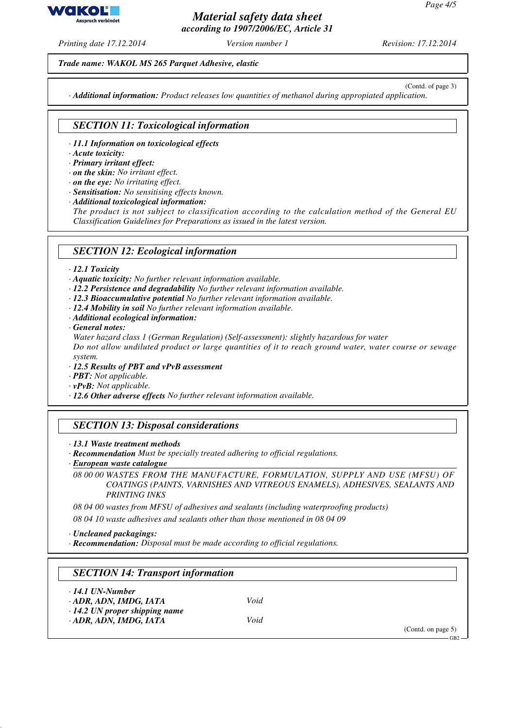**Trade name: WAKOL MS 265 Parquet Adhesive, elastic**

(Contd. of page 3)

· **Additional information:** Product releases low quantities of methanol during appropiated application.

## SECTION 11: Toxicological information

· **11.1 Information on toxicological effects**
· **Acute toxicity:**
· **Primary irritant effect:**
· **on the skin:** No irritant effect.
· **on the eye:** No irritating effect.
· **Sensitisation:** No sensitising effects known.
· **Additional toxicological information:**
The product is not subject to classification according to the calculation method of the General EU Classification Guidelines for Preparations as issued in the latest version.

## SECTION 12: Ecological information

· **12.1 Toxicity**
· **Aquatic toxicity:** No further relevant information available.
· **12.2 Persistence and degradability** No further relevant information available.
· **12.3 Bioaccumulative potential** No further relevant information available.
· **12.4 Mobility in soil** No further relevant information available.
· **Additional ecological information:**
· **General notes:**
Water hazard class 1 (German Regulation) (Self-assessment): slightly hazardous for water
Do not allow undiluted product or large quantities of it to reach ground water, water course or sewage system.
· **12.5 Results of PBT and vPvB assessment**
· **PBT:** Not applicable.
· **vPvB:** Not applicable.
· **12.6 Other adverse effects** No further relevant information available.

## SECTION 13: Disposal considerations

· **13.1 Waste treatment methods**
· **Recommendation** Must be specially treated adhering to official regulations.
· **European waste catalogue**

08 00 00 WASTES FROM THE MANUFACTURE, FORMULATION, SUPPLY AND USE (MFSU) OF COATINGS (PAINTS, VARNISHES AND VITREOUS ENAMELS), ADHESIVES, SEALANTS AND PRINTING INKS

08 04 00 wastes from MFSU of adhesives and sealants (including waterproofing products)

08 04 10 waste adhesives and sealants other than those mentioned in 08 04 09

· **Uncleaned packagings:**
· **Recommendation:** Disposal must be made according to official regulations.

## SECTION 14: Transport information

· **14.1 UN-Number**
· **ADR, ADN, IMDG, IATA** Void
· **14.2 UN proper shipping name**
· **ADR, ADN, IMDG, IATA** Void

(Contd. on page 5)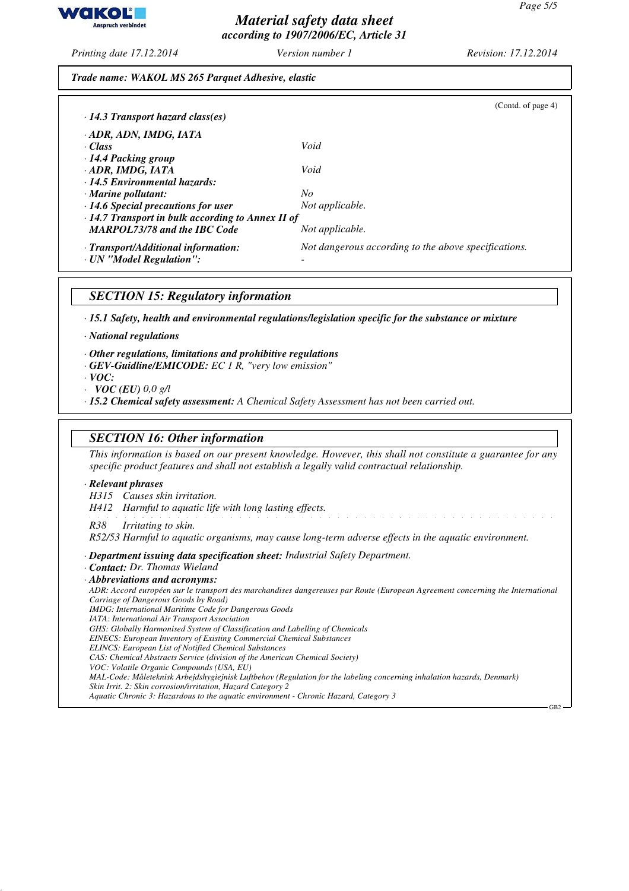(Contd. of page 4)

- **14.3 Transport hazard class(es)**

| | |
|---|---|
| · **ADR, ADN, IMDG, IATA** | |
| · **Class** | Void |
| · **14.4 Packing group** | |
| · **ADR, IMDG, IATA** | Void |
| · **14.5 Environmental hazards:** | |
| · **Marine pollutant:** | No |
| · **14.6 Special precautions for user** | Not applicable. |
| · **14.7 Transport in bulk according to Annex II of MARPOL73/78 and the IBC Code** | Not applicable. |
| · **Transport/Additional information:** | Not dangerous according to the above specifications. |
| · **UN "Model Regulation":** | - |

## SECTION 15: Regulatory information

- **15.1 Safety, health and environmental regulations/legislation specific for the substance or mixture**
- **National regulations**
- **Other regulations, limitations and prohibitive regulations**
- **GEV-Guidline/EMICODE:** EC 1 R, "very low emission"
- **VOC:**
- **VOC (EU)** 0,0 g/l
- **15.2 Chemical safety assessment:** A Chemical Safety Assessment has not been carried out.

## SECTION 16: Other information

This information is based on our present knowledge. However, this shall not constitute a guarantee for any specific product features and shall not establish a legally valid contractual relationship.

- **Relevant phrases**

H315 Causes skin irritation.
H412 Harmful to aquatic life with long lasting effects.

R38 Irritating to skin.
R52/53 Harmful to aquatic organisms, may cause long-term adverse effects in the aquatic environment.

- **Department issuing data specification sheet:** Industrial Safety Department.
- **Contact:** Dr. Thomas Wieland
- **Abbreviations and acronyms:**

ADR: Accord européen sur le transport des marchandises dangereuses par Route (European Agreement concerning the International Carriage of Dangerous Goods by Road)
IMDG: International Maritime Code for Dangerous Goods
IATA: International Air Transport Association
GHS: Globally Harmonised System of Classification and Labelling of Chemicals
EINECS: European Inventory of Existing Commercial Chemical Substances
ELINCS: European List of Notified Chemical Substances
CAS: Chemical Abstracts Service (division of the American Chemical Society)
VOC: Volatile Organic Compounds (USA, EU)
MAL-Code: Måleteknisk Arbejdshygiejnisk Luftbehov (Regulation for the labeling concerning inhalation hazards, Denmark)
Skin Irrit. 2: Skin corrosion/irritation, Hazard Category 2
Aquatic Chronic 3: Hazardous to the aquatic environment - Chronic Hazard, Category 3